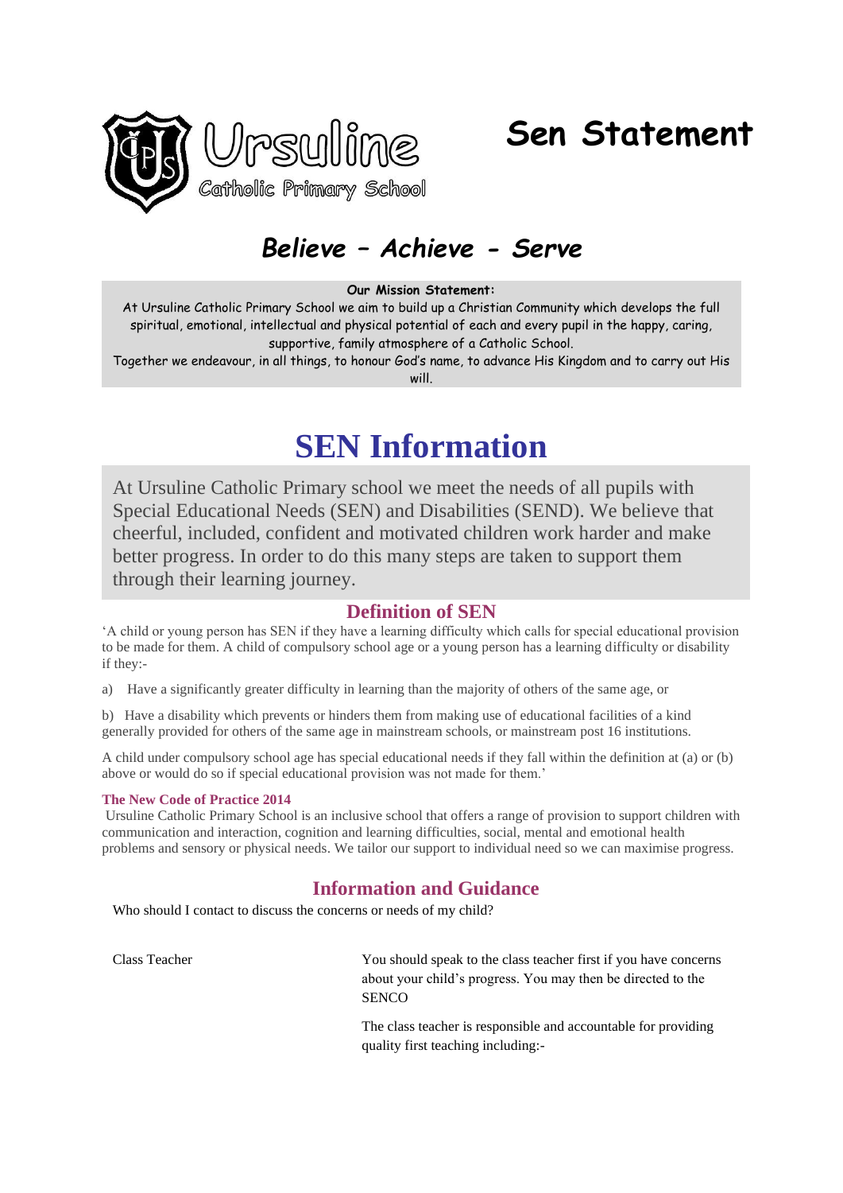# Ursuline Catholic Primary School

# Sen Statement

## *Believe – Achieve - Serve*

**Our Mission Statement:**

At Ursuline Catholic Primary School we aim to build up a Christian Community which develops the full spiritual, emotional, intellectual and physical potential of each and every pupil in the happy, caring, supportive, family atmosphere of a Catholic School.

Together we endeavour, in all things, to honour God's name, to advance His Kingdom and to carry out His will.

# SEN Information

At Ursuline Catholic Primary school we meet the needs of all pupils with Special Educational Needs (SEN) and Disabilities (SEND). We believe that cheerful, included, confident and motivated children work harder and make better progress. In order to do this many steps are taken to support them through their learning journey.

## Definition of SEN

'A child or young person has SEN if they have a learning difficulty which calls for special educational provision to be made for them. A child of compulsory school age or a young person has a learning difficulty or disability if they:-

a) Have a significantly greater difficulty in learning than the majority of others of the same age, or

b) Have a disability which prevents or hinders them from making use of educational facilities of a kind generally provided for others of the same age in mainstream schools, or mainstream post 16 institutions.

A child under compulsory school age has special educational needs if they fall within the definition at (a) or (b) above or would do so if special educational provision was not made for them.'

**The New Code of Practice 2014**

Ursuline Catholic Primary School is an inclusive school that offers a range of provision to support children with communication and interaction, cognition and learning difficulties, social, mental and emotional health problems and sensory or physical needs. We tailor our support to individual need so we can maximise progress.

## Information and Guidance

Who should I contact to discuss the concerns or needs of my child?

| | |
|---|---|
| Class Teacher | You should speak to the class teacher first if you have concerns about your child's progress. You may then be directed to the SENCO<br><br>The class teacher is responsible and accountable for providing quality first teaching including:- |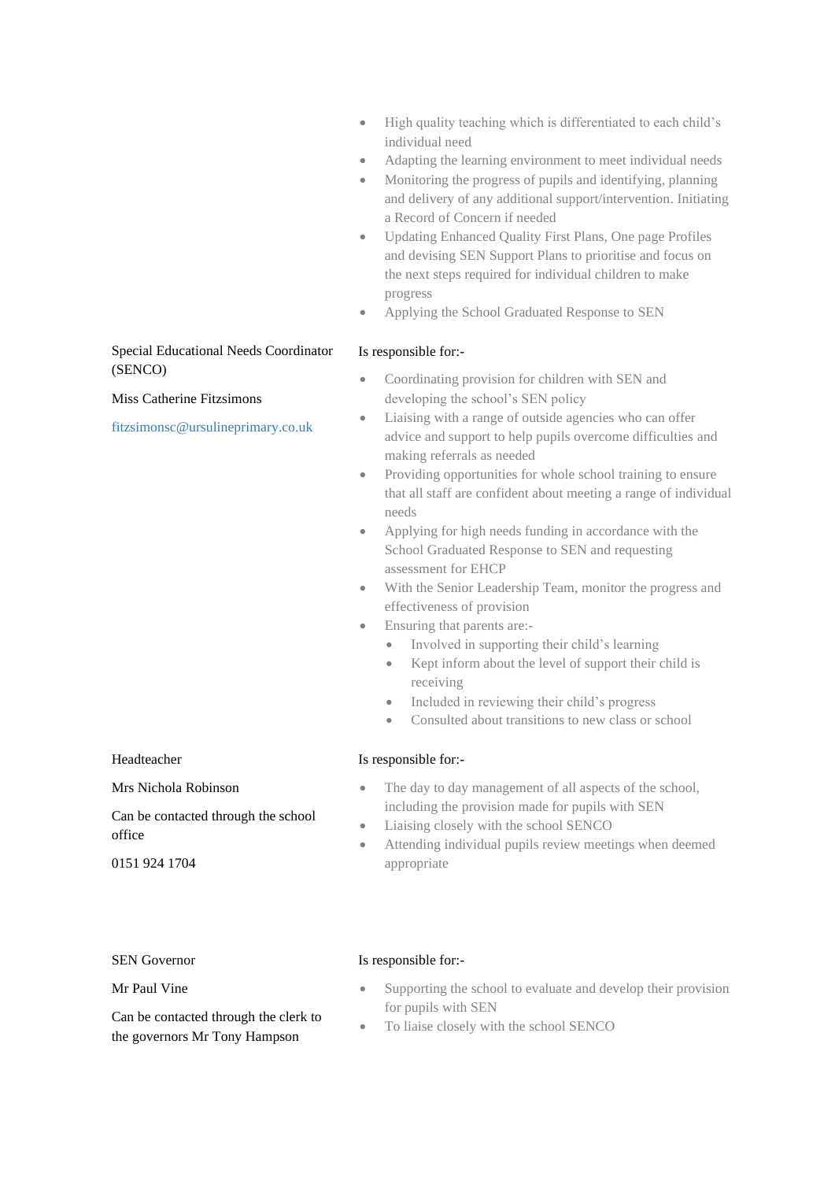| | |
|---|---|
| | • High quality teaching which is differentiated to each child's individual need<br>• Adapting the learning environment to meet individual needs<br>• Monitoring the progress of pupils and identifying, planning and delivery of any additional support/intervention. Initiating a Record of Concern if needed<br>• Updating Enhanced Quality First Plans, One page Profiles and devising SEN Support Plans to prioritise and focus on the next steps required for individual children to make progress<br>• Applying the School Graduated Response to SEN |
| Special Educational Needs Coordinator (SENCO)<br><br>Miss Catherine Fitzsimons<br><br>fitzsimonsc@ursulineprimary.co.uk | Is responsible for:-<br><br>• Coordinating provision for children with SEN and developing the school's SEN policy<br>• Liaising with a range of outside agencies who can offer advice and support to help pupils overcome difficulties and making referrals as needed<br>• Providing opportunities for whole school training to ensure that all staff are confident about meeting a range of individual needs<br>• Applying for high needs funding in accordance with the School Graduated Response to SEN and requesting assessment for EHCP<br>• With the Senior Leadership Team, monitor the progress and effectiveness of provision<br>• Ensuring that parents are:-<br>    ◦ Involved in supporting their child's learning<br>    ◦ Kept inform about the level of support their child is receiving<br>    ◦ Included in reviewing their child's progress<br>    ◦ Consulted about transitions to new class or school |
| Headteacher<br><br>Mrs Nichola Robinson<br><br>Can be contacted through the school office<br><br>0151 924 1704 | Is responsible for:-<br><br>• The day to day management of all aspects of the school, including the provision made for pupils with SEN<br>• Liaising closely with the school SENCO<br>• Attending individual pupils review meetings when deemed appropriate |
| SEN Governor<br><br>Mr Paul Vine<br><br>Can be contacted through the clerk to the governors Mr Tony Hampson | Is responsible for:-<br><br>• Supporting the school to evaluate and develop their provision for pupils with SEN<br>• To liaise closely with the school SENCO |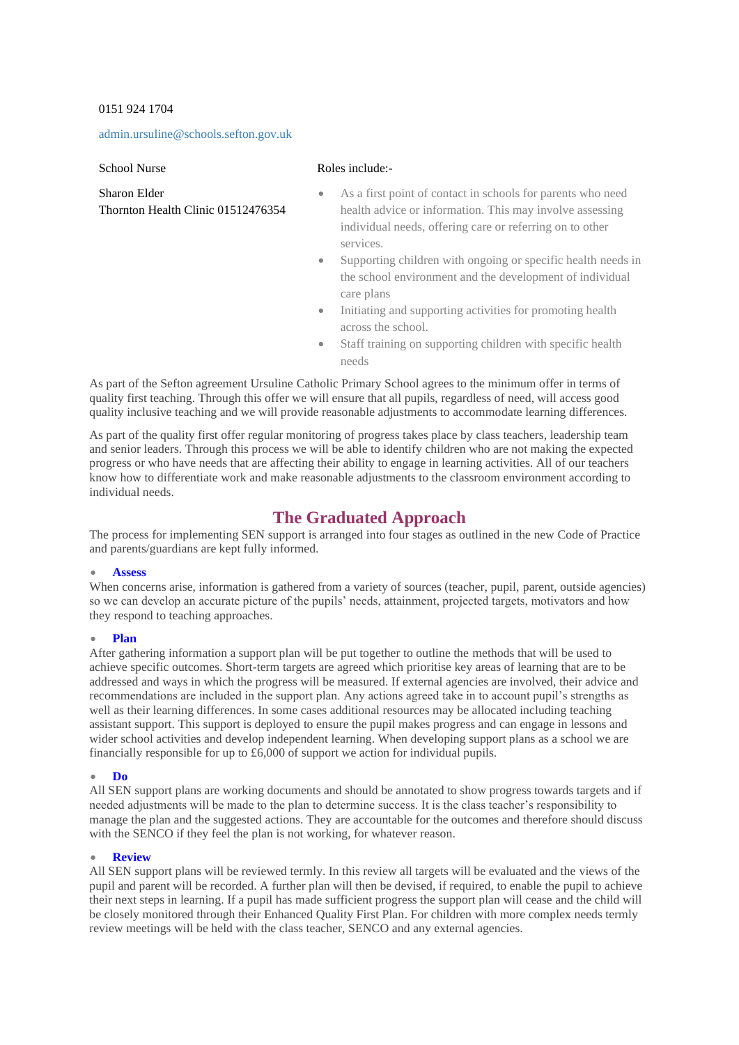0151 924 1704

admin.ursuline@schools.sefton.gov.uk

| School Nurse | Roles include:- |
| --- | --- |
| Sharon Elder<br>Thornton Health Clinic 01512476354 | • As a first point of contact in schools for parents who need health advice or information. This may involve assessing individual needs, offering care or referring on to other services.<br>• Supporting children with ongoing or specific health needs in the school environment and the development of individual care plans<br>• Initiating and supporting activities for promoting health across the school.<br>• Staff training on supporting children with specific health needs |

As part of the Sefton agreement Ursuline Catholic Primary School agrees to the minimum offer in terms of quality first teaching. Through this offer we will ensure that all pupils, regardless of need, will access good quality inclusive teaching and we will provide reasonable adjustments to accommodate learning differences.

As part of the quality first offer regular monitoring of progress takes place by class teachers, leadership team and senior leaders. Through this process we will be able to identify children who are not making the expected progress or who have needs that are affecting their ability to engage in learning activities. All of our teachers know how to differentiate work and make reasonable adjustments to the classroom environment according to individual needs.

## The Graduated Approach

The process for implementing SEN support is arranged into four stages as outlined in the new Code of Practice and parents/guardians are kept fully informed.

- **Assess**

When concerns arise, information is gathered from a variety of sources (teacher, pupil, parent, outside agencies) so we can develop an accurate picture of the pupils' needs, attainment, projected targets, motivators and how they respond to teaching approaches.

- **Plan**

After gathering information a support plan will be put together to outline the methods that will be used to achieve specific outcomes. Short-term targets are agreed which prioritise key areas of learning that are to be addressed and ways in which the progress will be measured. If external agencies are involved, their advice and recommendations are included in the support plan. Any actions agreed take in to account pupil's strengths as well as their learning differences. In some cases additional resources may be allocated including teaching assistant support. This support is deployed to ensure the pupil makes progress and can engage in lessons and wider school activities and develop independent learning. When developing support plans as a school we are financially responsible for up to £6,000 of support we action for individual pupils.

- **Do**

All SEN support plans are working documents and should be annotated to show progress towards targets and if needed adjustments will be made to the plan to determine success. It is the class teacher's responsibility to manage the plan and the suggested actions. They are accountable for the outcomes and therefore should discuss with the SENCO if they feel the plan is not working, for whatever reason.

- **Review**

All SEN support plans will be reviewed termly. In this review all targets will be evaluated and the views of the pupil and parent will be recorded. A further plan will then be devised, if required, to enable the pupil to achieve their next steps in learning. If a pupil has made sufficient progress the support plan will cease and the child will be closely monitored through their Enhanced Quality First Plan. For children with more complex needs termly review meetings will be held with the class teacher, SENCO and any external agencies.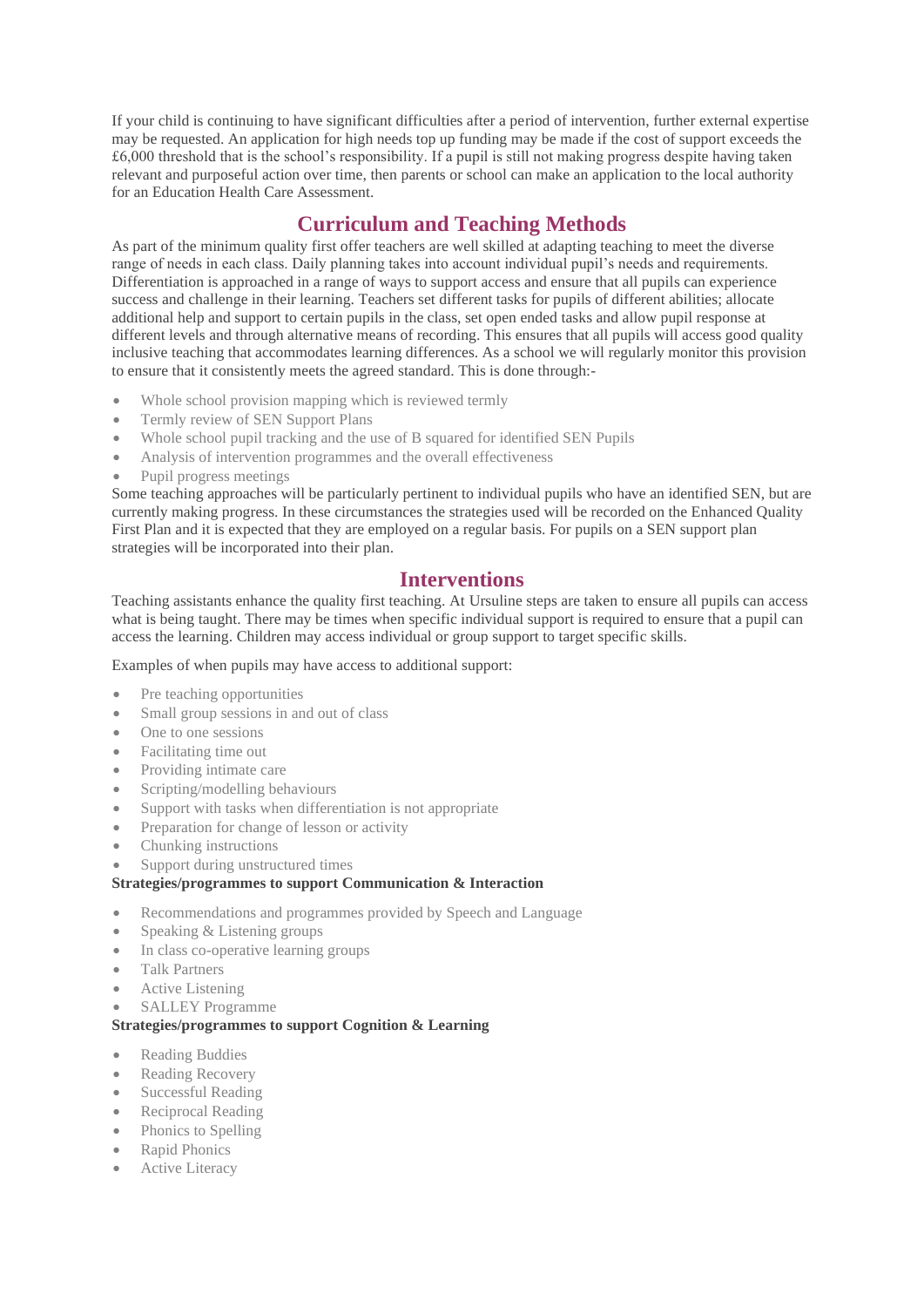If your child is continuing to have significant difficulties after a period of intervention, further external expertise may be requested. An application for high needs top up funding may be made if the cost of support exceeds the £6,000 threshold that is the school's responsibility. If a pupil is still not making progress despite having taken relevant and purposeful action over time, then parents or school can make an application to the local authority for an Education Health Care Assessment.

## Curriculum and Teaching Methods

As part of the minimum quality first offer teachers are well skilled at adapting teaching to meet the diverse range of needs in each class. Daily planning takes into account individual pupil's needs and requirements. Differentiation is approached in a range of ways to support access and ensure that all pupils can experience success and challenge in their learning. Teachers set different tasks for pupils of different abilities; allocate additional help and support to certain pupils in the class, set open ended tasks and allow pupil response at different levels and through alternative means of recording. This ensures that all pupils will access good quality inclusive teaching that accommodates learning differences. As a school we will regularly monitor this provision to ensure that it consistently meets the agreed standard. This is done through:-

- Whole school provision mapping which is reviewed termly
- Termly review of SEN Support Plans
- Whole school pupil tracking and the use of B squared for identified SEN Pupils
- Analysis of intervention programmes and the overall effectiveness
- Pupil progress meetings

Some teaching approaches will be particularly pertinent to individual pupils who have an identified SEN, but are currently making progress. In these circumstances the strategies used will be recorded on the Enhanced Quality First Plan and it is expected that they are employed on a regular basis. For pupils on a SEN support plan strategies will be incorporated into their plan.

## Interventions

Teaching assistants enhance the quality first teaching. At Ursuline steps are taken to ensure all pupils can access what is being taught. There may be times when specific individual support is required to ensure that a pupil can access the learning. Children may access individual or group support to target specific skills.

Examples of when pupils may have access to additional support:

- Pre teaching opportunities
- Small group sessions in and out of class
- One to one sessions
- Facilitating time out
- Providing intimate care
- Scripting/modelling behaviours
- Support with tasks when differentiation is not appropriate
- Preparation for change of lesson or activity
- Chunking instructions
- Support during unstructured times

**Strategies/programmes to support Communication & Interaction**

- Recommendations and programmes provided by Speech and Language
- Speaking & Listening groups
- In class co-operative learning groups
- Talk Partners
- Active Listening
- SALLEY Programme

**Strategies/programmes to support Cognition & Learning**

- Reading Buddies
- Reading Recovery
- Successful Reading
- Reciprocal Reading
- Phonics to Spelling
- Rapid Phonics
- Active Literacy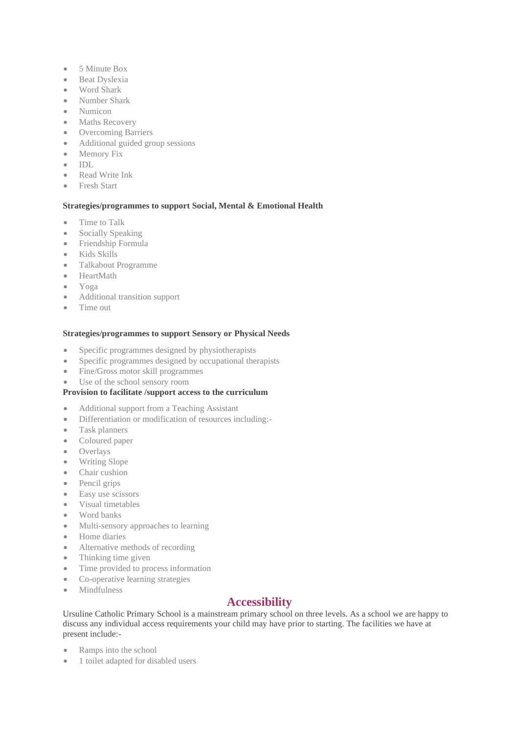- 5 Minute Box
- Beat Dyslexia
- Word Shark
- Number Shark
- Numicon
- Maths Recovery
- Overcoming Barriers
- Additional guided group sessions
- Memory Fix
- IDL
- Read Write Ink
- Fresh Start

**Strategies/programmes to support Social, Mental & Emotional Health**

- Time to Talk
- Socially Speaking
- Friendship Formula
- Kids Skills
- Talkabout Programme
- HeartMath
- Yoga
- Additional transition support
- Time out

**Strategies/programmes to support Sensory or Physical Needs**

- Specific programmes designed by physiotherapists
- Specific programmes designed by occupational therapists
- Fine/Gross motor skill programmes
- Use of the school sensory room

**Provision to facilitate /support access to the curriculum**

- Additional support from a Teaching Assistant
- Differentiation or modification of resources including:-
- Task planners
- Coloured paper
- Overlays
- Writing Slope
- Chair cushion
- Pencil grips
- Easy use scissors
- Visual timetables
- Word banks
- Multi-sensory approaches to learning
- Home diaries
- Alternative methods of recording
- Thinking time given
- Time provided to process information
- Co-operative learning strategies
- Mindfulness

## Accessibility

Ursuline Catholic Primary School is a mainstream primary school on three levels. As a school we are happy to discuss any individual access requirements your child may have prior to starting. The facilities we have at present include:-

- Ramps into the school
- 1 toilet adapted for disabled users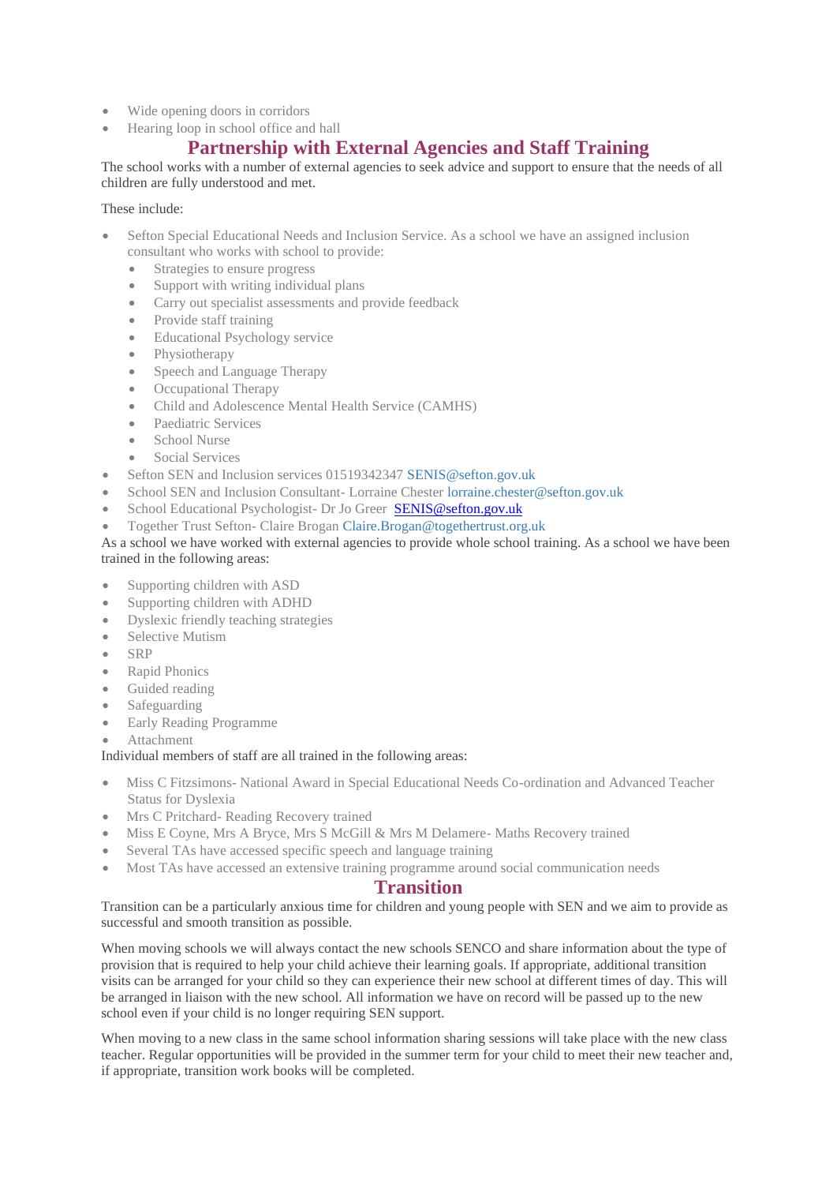- Wide opening doors in corridors
- Hearing loop in school office and hall

## Partnership with External Agencies and Staff Training

The school works with a number of external agencies to seek advice and support to ensure that the needs of all children are fully understood and met.

These include:

- Sefton Special Educational Needs and Inclusion Service. As a school we have an assigned inclusion consultant who works with school to provide:
  - Strategies to ensure progress
  - Support with writing individual plans
  - Carry out specialist assessments and provide feedback
  - Provide staff training
  - Educational Psychology service
  - Physiotherapy
  - Speech and Language Therapy
  - Occupational Therapy
  - Child and Adolescence Mental Health Service (CAMHS)
  - Paediatric Services
  - School Nurse
  - Social Services
- Sefton SEN and Inclusion services 01519342347 SENIS@sefton.gov.uk
- School SEN and Inclusion Consultant- Lorraine Chester lorraine.chester@sefton.gov.uk
- School Educational Psychologist- Dr Jo Greer SENIS@sefton.gov.uk
- Together Trust Sefton- Claire Brogan Claire.Brogan@togethertrust.org.uk

As a school we have worked with external agencies to provide whole school training. As a school we have been trained in the following areas:

- Supporting children with ASD
- Supporting children with ADHD
- Dyslexic friendly teaching strategies
- Selective Mutism
- SRP
- Rapid Phonics
- Guided reading
- Safeguarding
- Early Reading Programme
- Attachment

Individual members of staff are all trained in the following areas:

- Miss C Fitzsimons- National Award in Special Educational Needs Co-ordination and Advanced Teacher Status for Dyslexia
- Mrs C Pritchard- Reading Recovery trained
- Miss E Coyne, Mrs A Bryce, Mrs S McGill & Mrs M Delamere- Maths Recovery trained
- Several TAs have accessed specific speech and language training
- Most TAs have accessed an extensive training programme around social communication needs

## Transition

Transition can be a particularly anxious time for children and young people with SEN and we aim to provide as successful and smooth transition as possible.

When moving schools we will always contact the new schools SENCO and share information about the type of provision that is required to help your child achieve their learning goals. If appropriate, additional transition visits can be arranged for your child so they can experience their new school at different times of day. This will be arranged in liaison with the new school. All information we have on record will be passed up to the new school even if your child is no longer requiring SEN support.

When moving to a new class in the same school information sharing sessions will take place with the new class teacher. Regular opportunities will be provided in the summer term for your child to meet their new teacher and, if appropriate, transition work books will be completed.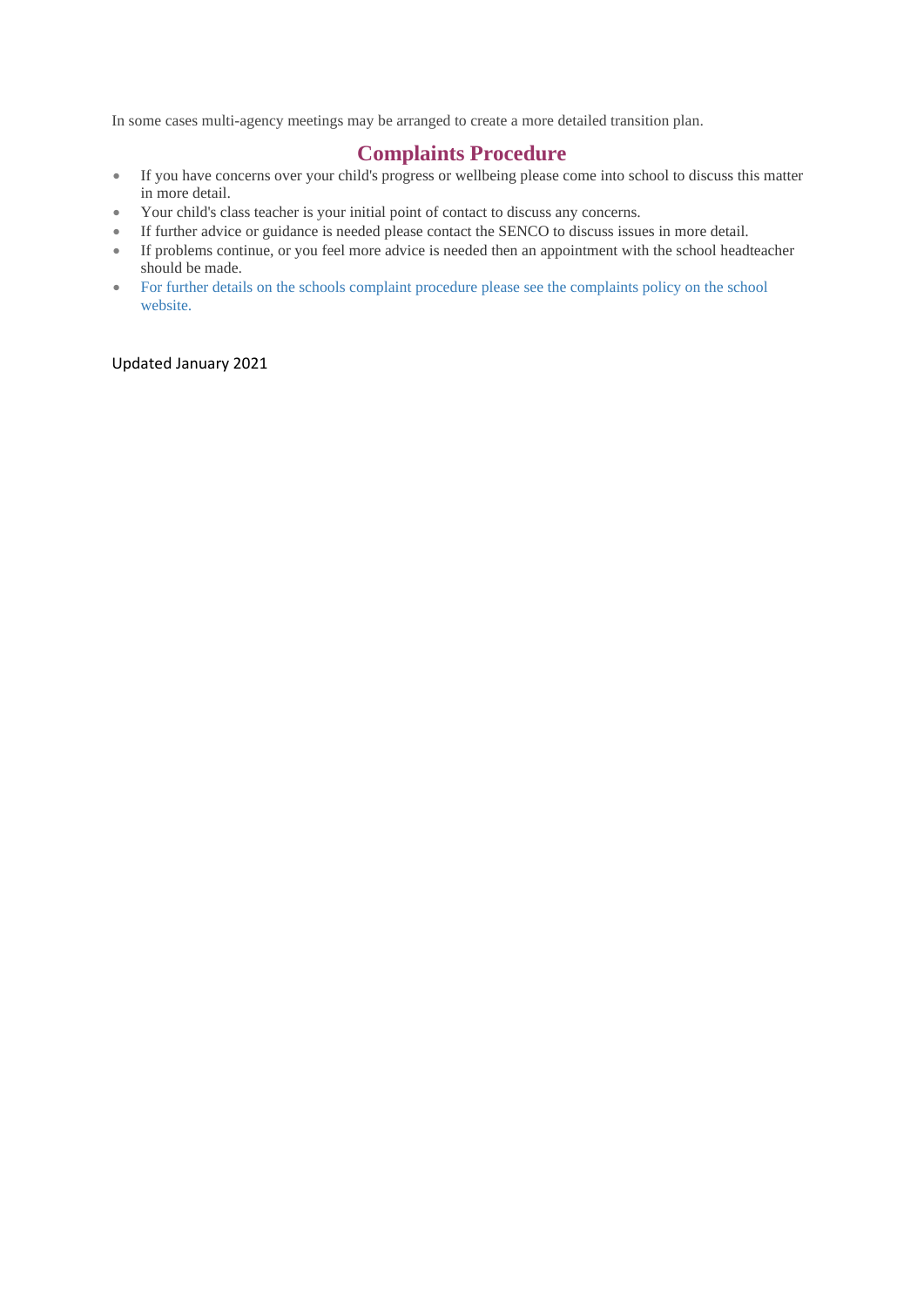In some cases multi-agency meetings may be arranged to create a more detailed transition plan.

## Complaints Procedure

- If you have concerns over your child's progress or wellbeing please come into school to discuss this matter in more detail.
- Your child's class teacher is your initial point of contact to discuss any concerns.
- If further advice or guidance is needed please contact the SENCO to discuss issues in more detail.
- If problems continue, or you feel more advice is needed then an appointment with the school headteacher should be made.
- For further details on the schools complaint procedure please see the complaints policy on the school website.

Updated January 2021